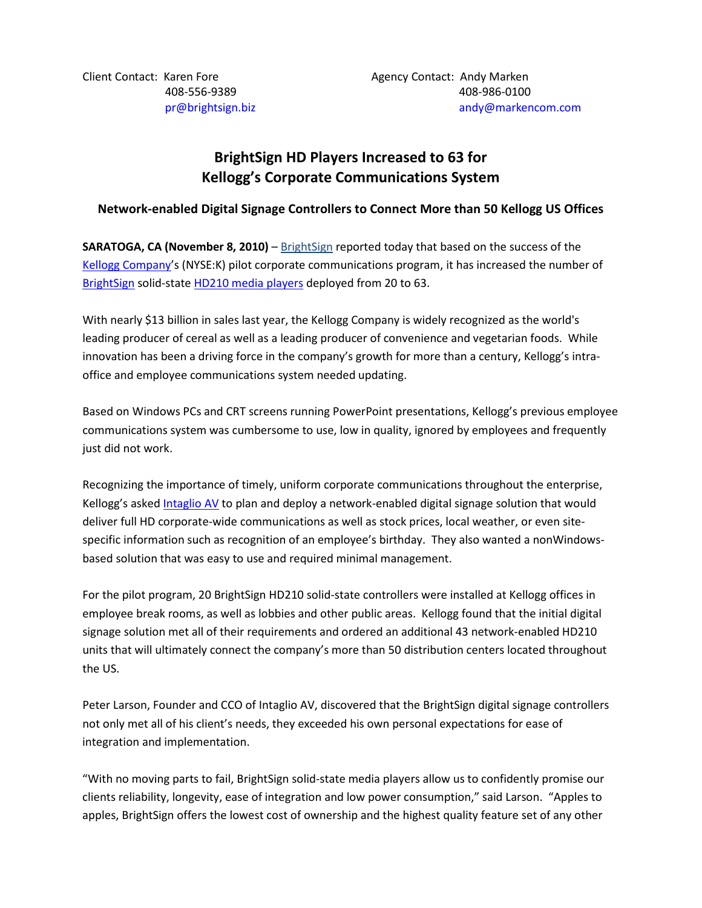Client Contact: Karen Fore
408-556-9389
pr@brightsign.biz

Agency Contact: Andy Marken
408-986-0100
andy@markencom.com

# BrightSign HD Players Increased to 63 for Kellogg's Corporate Communications System

## Network-enabled Digital Signage Controllers to Connect More than 50 Kellogg US Offices

**SARATOGA, CA (November 8, 2010)** – BrightSign reported today that based on the success of the Kellogg Company's (NYSE:K) pilot corporate communications program, it has increased the number of BrightSign solid-state HD210 media players deployed from 20 to 63.

With nearly $13 billion in sales last year, the Kellogg Company is widely recognized as the world's leading producer of cereal as well as a leading producer of convenience and vegetarian foods. While innovation has been a driving force in the company's growth for more than a century, Kellogg's intra-office and employee communications system needed updating.

Based on Windows PCs and CRT screens running PowerPoint presentations, Kellogg's previous employee communications system was cumbersome to use, low in quality, ignored by employees and frequently just did not work.

Recognizing the importance of timely, uniform corporate communications throughout the enterprise, Kellogg's asked Intaglio AV to plan and deploy a network-enabled digital signage solution that would deliver full HD corporate-wide communications as well as stock prices, local weather, or even site-specific information such as recognition of an employee's birthday. They also wanted a nonWindows-based solution that was easy to use and required minimal management.

For the pilot program, 20 BrightSign HD210 solid-state controllers were installed at Kellogg offices in employee break rooms, as well as lobbies and other public areas. Kellogg found that the initial digital signage solution met all of their requirements and ordered an additional 43 network-enabled HD210 units that will ultimately connect the company's more than 50 distribution centers located throughout the US.

Peter Larson, Founder and CCO of Intaglio AV, discovered that the BrightSign digital signage controllers not only met all of his client's needs, they exceeded his own personal expectations for ease of integration and implementation.

"With no moving parts to fail, BrightSign solid-state media players allow us to confidently promise our clients reliability, longevity, ease of integration and low power consumption," said Larson. "Apples to apples, BrightSign offers the lowest cost of ownership and the highest quality feature set of any other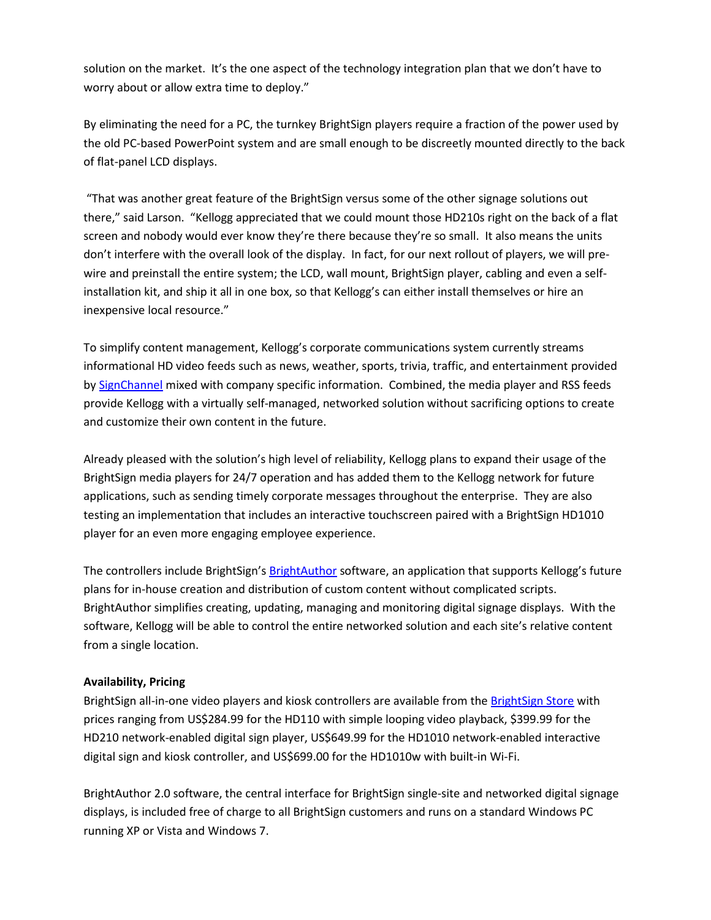solution on the market. It's the one aspect of the technology integration plan that we don't have to worry about or allow extra time to deploy."

By eliminating the need for a PC, the turnkey BrightSign players require a fraction of the power used by the old PC-based PowerPoint system and are small enough to be discreetly mounted directly to the back of flat-panel LCD displays.

"That was another great feature of the BrightSign versus some of the other signage solutions out there," said Larson. "Kellogg appreciated that we could mount those HD210s right on the back of a flat screen and nobody would ever know they're there because they're so small. It also means the units don't interfere with the overall look of the display. In fact, for our next rollout of players, we will pre-wire and preinstall the entire system; the LCD, wall mount, BrightSign player, cabling and even a self-installation kit, and ship it all in one box, so that Kellogg's can either install themselves or hire an inexpensive local resource."

To simplify content management, Kellogg's corporate communications system currently streams informational HD video feeds such as news, weather, sports, trivia, traffic, and entertainment provided by SignChannel mixed with company specific information. Combined, the media player and RSS feeds provide Kellogg with a virtually self-managed, networked solution without sacrificing options to create and customize their own content in the future.

Already pleased with the solution's high level of reliability, Kellogg plans to expand their usage of the BrightSign media players for 24/7 operation and has added them to the Kellogg network for future applications, such as sending timely corporate messages throughout the enterprise. They are also testing an implementation that includes an interactive touchscreen paired with a BrightSign HD1010 player for an even more engaging employee experience.

The controllers include BrightSign's BrightAuthor software, an application that supports Kellogg's future plans for in-house creation and distribution of custom content without complicated scripts. BrightAuthor simplifies creating, updating, managing and monitoring digital signage displays. With the software, Kellogg will be able to control the entire networked solution and each site's relative content from a single location.

**Availability, Pricing**

BrightSign all-in-one video players and kiosk controllers are available from the BrightSign Store with prices ranging from US$284.99 for the HD110 with simple looping video playback, $399.99 for the HD210 network-enabled digital sign player, US$649.99 for the HD1010 network-enabled interactive digital sign and kiosk controller, and US$699.00 for the HD1010w with built-in Wi-Fi.

BrightAuthor 2.0 software, the central interface for BrightSign single-site and networked digital signage displays, is included free of charge to all BrightSign customers and runs on a standard Windows PC running XP or Vista and Windows 7.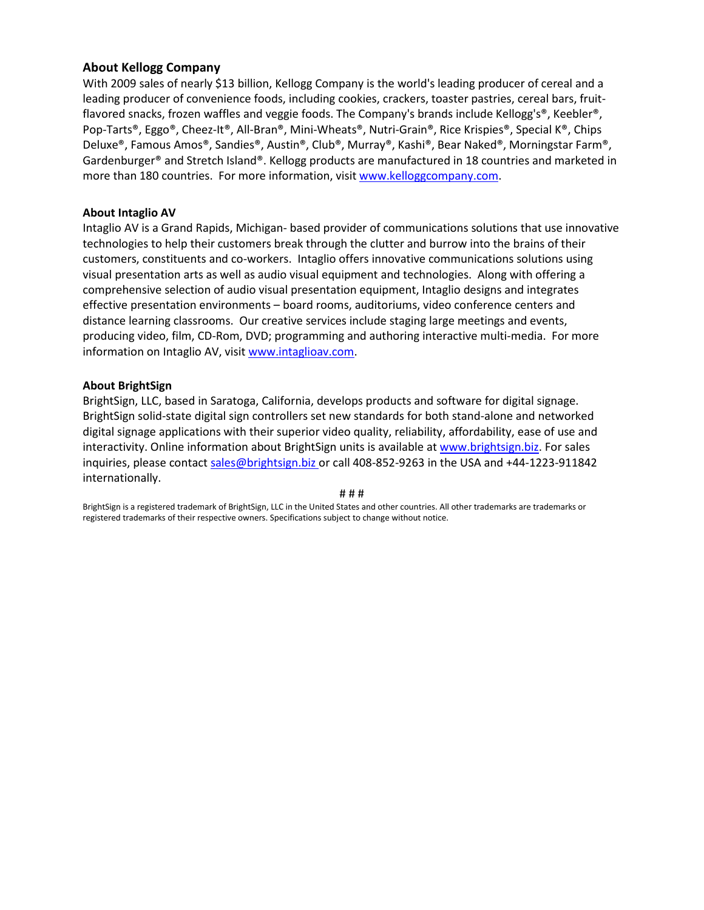### About Kellogg Company

With 2009 sales of nearly $13 billion, Kellogg Company is the world's leading producer of cereal and a leading producer of convenience foods, including cookies, crackers, toaster pastries, cereal bars, fruit-flavored snacks, frozen waffles and veggie foods. The Company's brands include Kellogg's®, Keebler®, Pop-Tarts®, Eggo®, Cheez-It®, All-Bran®, Mini-Wheats®, Nutri-Grain®, Rice Krispies®, Special K®, Chips Deluxe®, Famous Amos®, Sandies®, Austin®, Club®, Murray®, Kashi®, Bear Naked®, Morningstar Farm®, Gardenburger® and Stretch Island®. Kellogg products are manufactured in 18 countries and marketed in more than 180 countries. For more information, visit [www.kelloggcompany.com](http://www.kelloggcompany.com).

### About Intaglio AV

Intaglio AV is a Grand Rapids, Michigan- based provider of communications solutions that use innovative technologies to help their customers break through the clutter and burrow into the brains of their customers, constituents and co-workers. Intaglio offers innovative communications solutions using visual presentation arts as well as audio visual equipment and technologies. Along with offering a comprehensive selection of audio visual presentation equipment, Intaglio designs and integrates effective presentation environments – board rooms, auditoriums, video conference centers and distance learning classrooms. Our creative services include staging large meetings and events, producing video, film, CD-Rom, DVD; programming and authoring interactive multi-media. For more information on Intaglio AV, visit [www.intaglioav.com](http://www.intaglioav.com).

### About BrightSign

BrightSign, LLC, based in Saratoga, California, develops products and software for digital signage. BrightSign solid-state digital sign controllers set new standards for both stand-alone and networked digital signage applications with their superior video quality, reliability, affordability, ease of use and interactivity. Online information about BrightSign units is available at [www.brightsign.biz](http://www.brightsign.biz). For sales inquiries, please contact [sales@brightsign.biz](mailto:sales@brightsign.biz) or call 408-852-9263 in the USA and +44-1223-911842 internationally.

# # #

BrightSign is a registered trademark of BrightSign, LLC in the United States and other countries. All other trademarks are trademarks or registered trademarks of their respective owners. Specifications subject to change without notice.